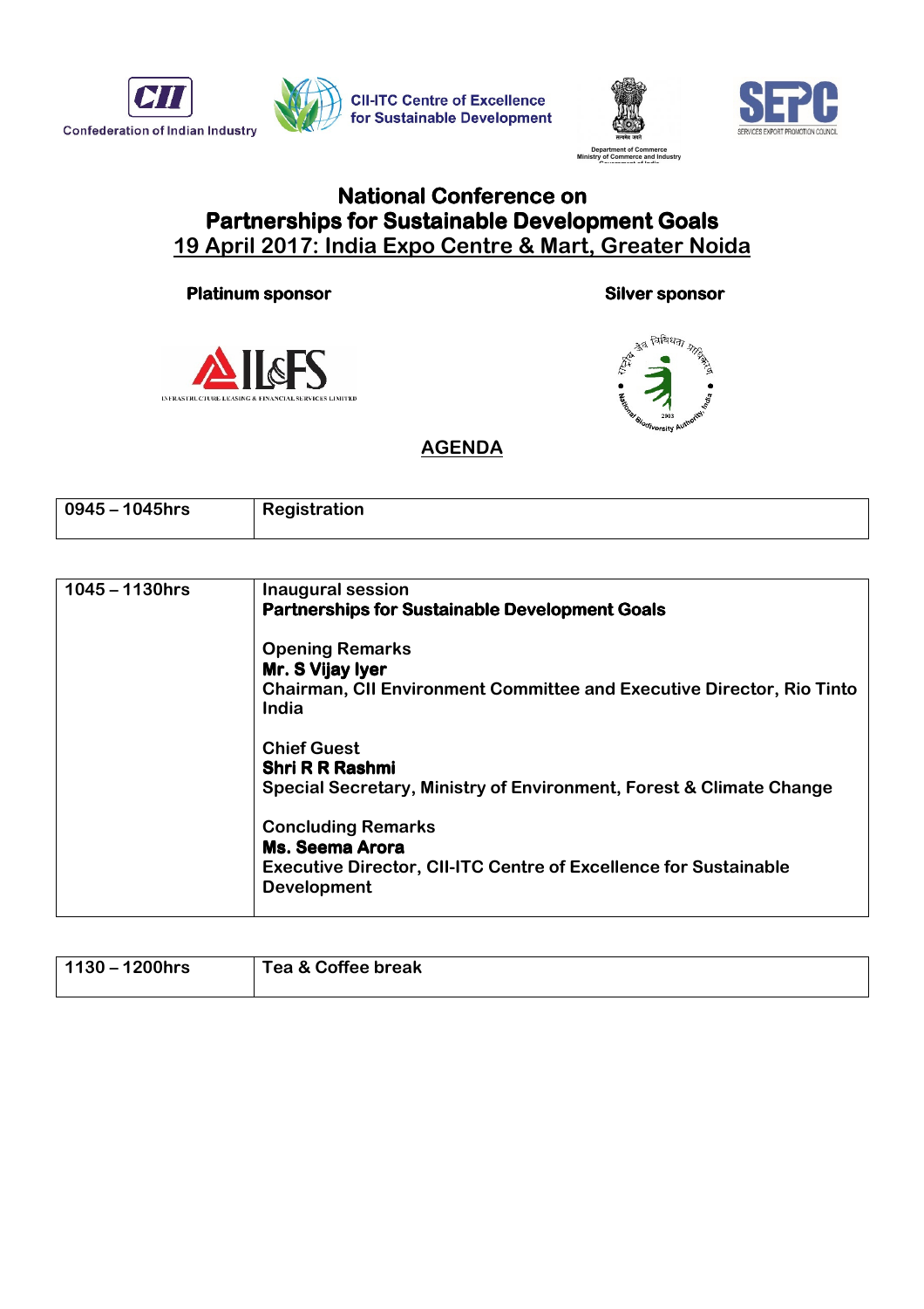Confederation of Indian Industry

CII-ITC Centre of Excellence for Sustainable Development

Department of Commerce
Ministry of Commerce and Industry

SERVICES EXPORT PROMOTION COUNCIL

# National Conference on
# Partnerships for Sustainable Development Goals
## 19 April 2017: India Expo Centre & Mart, Greater Noida

**Platinum sponsor**

INFRASTRUCTURE LEASING & FINANCIAL SERVICES LIMITED

**Silver sponsor**

National Biodiversity Authority, India

## AGENDA

| | |
|---|---|
| 0945 – 1045hrs | Registration |

| | |
|---|---|
| 1045 – 1130hrs | Inaugural session<br>**Partnerships for Sustainable Development Goals**<br><br>Opening Remarks<br>**Mr. S Vijay Iyer**<br>Chairman, CII Environment Committee and Executive Director, Rio Tinto India<br><br>Chief Guest<br>**Shri R R Rashmi**<br>Special Secretary, Ministry of Environment, Forest & Climate Change<br><br>Concluding Remarks<br>**Ms. Seema Arora**<br>Executive Director, CII-ITC Centre of Excellence for Sustainable Development |

| | |
|---|---|
| 1130 – 1200hrs | Tea & Coffee break |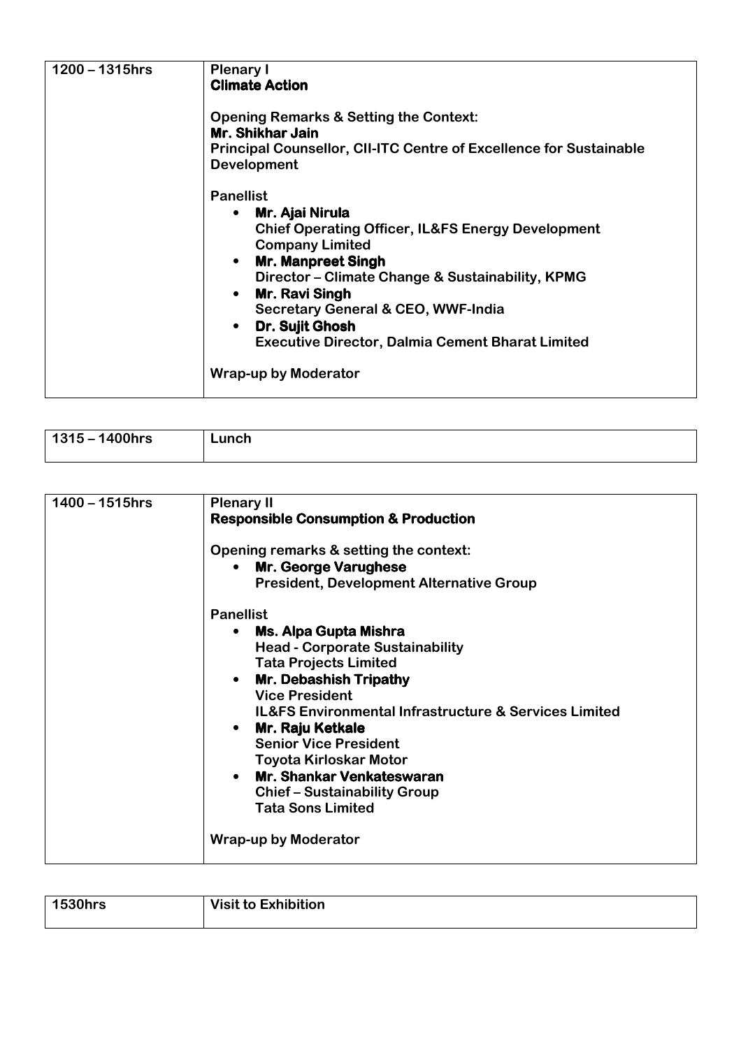| | |
|---|---|
| 1200 – 1315hrs | **Plenary I**<br>**Climate Action**<br><br>**Opening Remarks & Setting the Context:**<br>**Mr. Shikhar Jain**<br>**Principal Counsellor, CII-ITC Centre of Excellence for Sustainable Development**<br><br>**Panellist**<br>• **Mr. Ajai Nirula**<br>**Chief Operating Officer, IL&FS Energy Development Company Limited**<br>• **Mr. Manpreet Singh**<br>**Director – Climate Change & Sustainability, KPMG**<br>• **Mr. Ravi Singh**<br>**Secretary General & CEO, WWF-India**<br>• **Dr. Sujit Ghosh**<br>**Executive Director, Dalmia Cement Bharat Limited**<br><br>**Wrap-up by Moderator** |

| | |
|---|---|
| 1315 – 1400hrs | Lunch |

| | |
|---|---|
| 1400 – 1515hrs | **Plenary II**<br>**Responsible Consumption & Production**<br><br>**Opening remarks & setting the context:**<br>• **Mr. George Varughese**<br>**President, Development Alternative Group**<br><br>**Panellist**<br>• **Ms. Alpa Gupta Mishra**<br>**Head - Corporate Sustainability**<br>**Tata Projects Limited**<br>• **Mr. Debashish Tripathy**<br>**Vice President**<br>**IL&FS Environmental Infrastructure & Services Limited**<br>• **Mr. Raju Ketkale**<br>**Senior Vice President**<br>**Toyota Kirloskar Motor**<br>• **Mr. Shankar Venkateswaran**<br>**Chief – Sustainability Group**<br>**Tata Sons Limited**<br><br>**Wrap-up by Moderator** |

| | |
|---|---|
| 1530hrs | Visit to Exhibition |